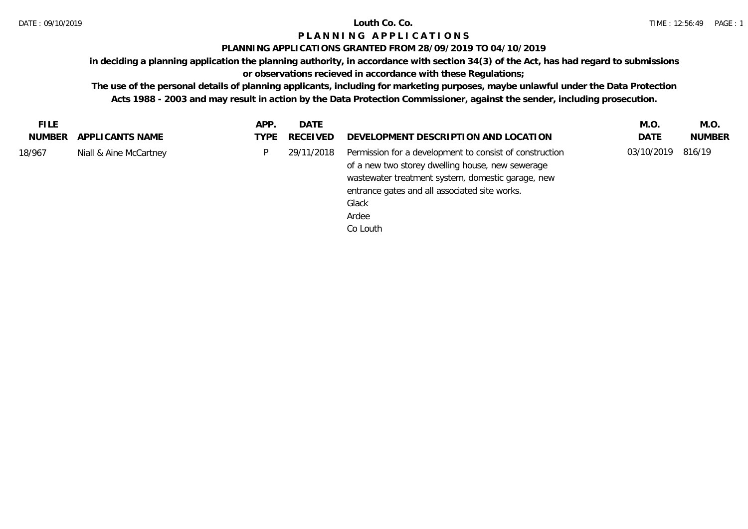# Louth Co. Co.

## PLANNING APPLICATIONS

### PLANNING APPLICATIONS GRANTED FROM 28/09/2019 TO 04/10/2019

**in deciding a planning application the planning authority, in accordance with section 34(3) of the Act, has had regard to submissions or observations recieved in accordance with these Regulations;**

**The use of the personal details of planning applicants, including for marketing purposes, maybe unlawful under the Data Protection Acts 1988 - 2003 and may result in action by the Data Protection Commissioner, against the sender, including prosecution.**

| FILE NUMBER | APPLICANTS NAME | APP. TYPE | DATE RECEIVED | DEVELOPMENT DESCRIPTION AND LOCATION | M.O. DATE | M.O. NUMBER |
|---|---|---|---|---|---|---|
| 18/967 | Niall & Aine McCartney | P | 29/11/2018 | Permission for a development to consist of construction of a new two storey dwelling house, new sewerage wastewater treatment system, domestic garage, new entrance gates and all associated site works.<br>Glack<br>Ardee<br>Co Louth | 03/10/2019 | 816/19 |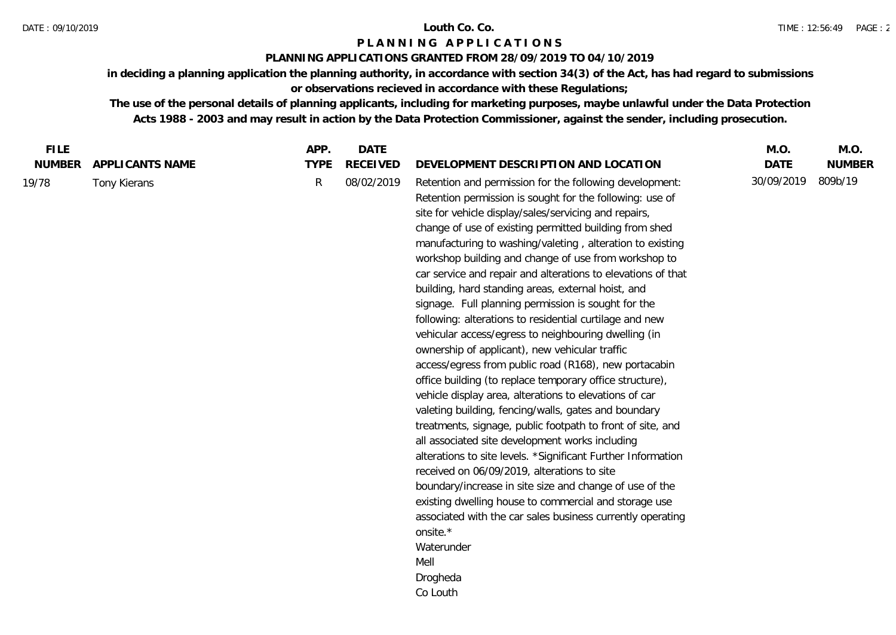**Louth Co. Co.**

# P L A N N I N G   A P P L I C A T I O N S

**PLANNING APPLICATIONS GRANTED FROM 28/09/2019 TO 04/10/2019**

**in deciding a planning application the planning authority, in accordance with section 34(3) of the Act, has had regard to submissions or observations recieved in accordance with these Regulations;**

**The use of the personal details of planning applicants, including for marketing purposes, maybe unlawful under the Data Protection Acts 1988 - 2003 and may result in action by the Data Protection Commissioner, against the sender, including prosecution.**

| FILE NUMBER | APPLICANTS NAME | APP. TYPE | DATE RECEIVED | DEVELOPMENT DESCRIPTION AND LOCATION | M.O. DATE | M.O. NUMBER |
|---|---|---|---|---|---|---|
| 19/78 | Tony Kierans | R | 08/02/2019 | Retention and permission for the following development: Retention permission is sought for the following: use of site for vehicle display/sales/servicing and repairs, change of use of existing permitted building from shed manufacturing to washing/valeting , alteration to existing workshop building and change of use from workshop to car service and repair and alterations to elevations of that building, hard standing areas, external hoist, and signage. Full planning permission is sought for the following: alterations to residential curtilage and new vehicular access/egress to neighbouring dwelling (in ownership of applicant), new vehicular traffic access/egress from public road (R168), new portacabin office building (to replace temporary office structure), vehicle display area, alterations to elevations of car valeting building, fencing/walls, gates and boundary treatments, signage, public footpath to front of site, and all associated site development works including alterations to site levels. *Significant Further Information received on 06/09/2019, alterations to site boundary/increase in site size and change of use of the existing dwelling house to commercial and storage use associated with the car sales business currently operating onsite.* Waterunder Mell Drogheda Co Louth | 30/09/2019 | 809b/19 |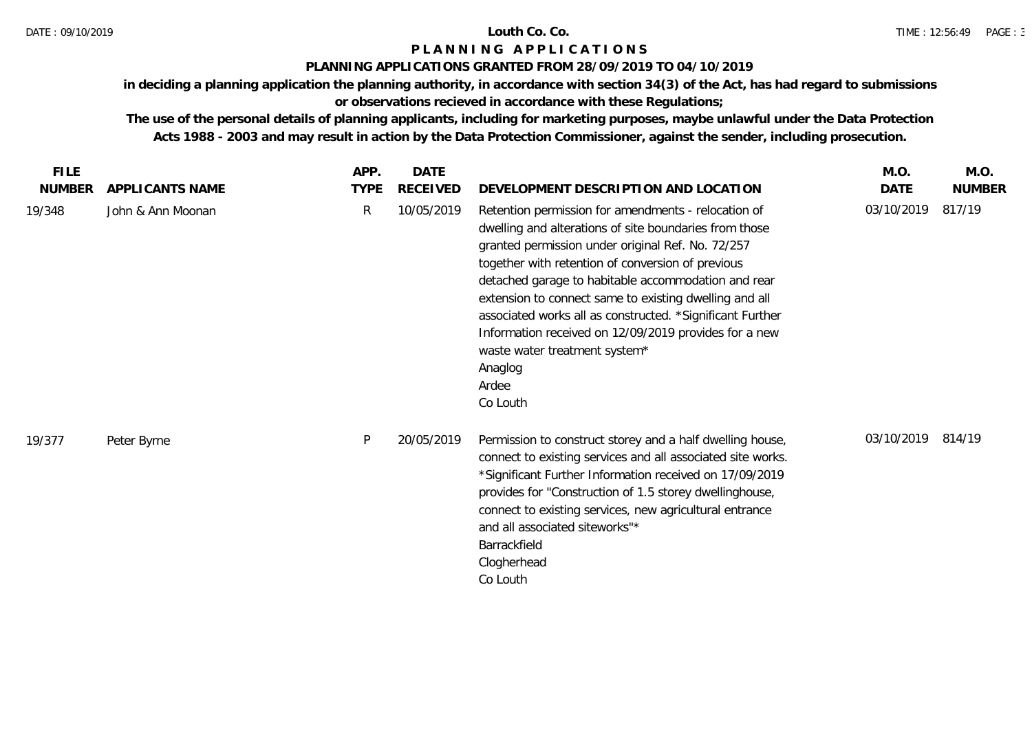**Louth Co. Co.**

**P L A N N I N G A P P L I C A T I O N S**

**PLANNING APPLICATIONS GRANTED FROM 28/09/2019 TO 04/10/2019**

**in deciding a planning application the planning authority, in accordance with section 34(3) of the Act, has had regard to submissions or observations recieved in accordance with these Regulations;**

**The use of the personal details of planning applicants, including for marketing purposes, maybe unlawful under the Data Protection Acts 1988 - 2003 and may result in action by the Data Protection Commissioner, against the sender, including prosecution.**

| FILE NUMBER | APPLICANTS NAME | APP. TYPE | DATE RECEIVED | DEVELOPMENT DESCRIPTION AND LOCATION | M.O. DATE | M.O. NUMBER |
|---|---|---|---|---|---|---|
| 19/348 | John & Ann Moonan | R | 10/05/2019 | Retention permission for amendments - relocation of dwelling and alterations of site boundaries from those granted permission under original Ref. No. 72/257 together with retention of conversion of previous detached garage to habitable accommodation and rear extension to connect same to existing dwelling and all associated works all as constructed. *Significant Further Information received on 12/09/2019 provides for a new waste water treatment system* Anaglog Ardee Co Louth | 03/10/2019 | 817/19 |
| 19/377 | Peter Byrne | P | 20/05/2019 | Permission to construct storey and a half dwelling house, connect to existing services and all associated site works. *Significant Further Information received on 17/09/2019 provides for "Construction of 1.5 storey dwellinghouse, connect to existing services, new agricultural entrance and all associated siteworks"* Barrackfield Clogherhead Co Louth | 03/10/2019 | 814/19 |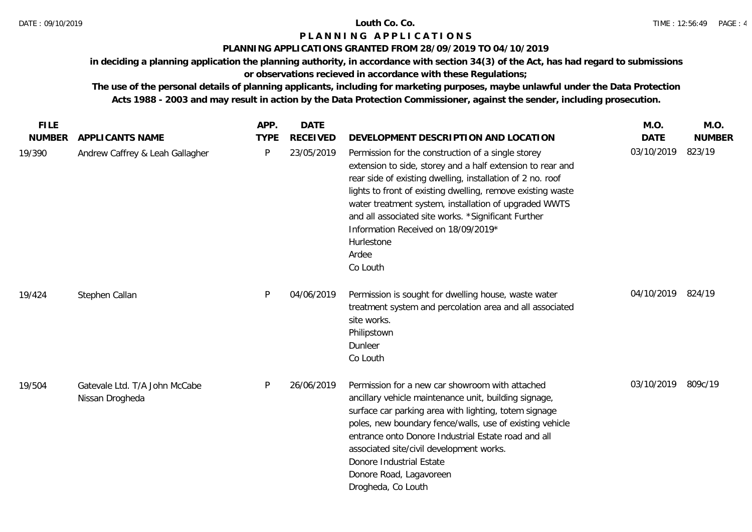**Louth Co. Co.**

# PLANNING APPLICATIONS

**PLANNING APPLICATIONS GRANTED FROM 28/09/2019 TO 04/10/2019**

**in deciding a planning application the planning authority, in accordance with section 34(3) of the Act, has had regard to submissions or observations recieved in accordance with these Regulations;**

**The use of the personal details of planning applicants, including for marketing purposes, maybe unlawful under the Data Protection Acts 1988 - 2003 and may result in action by the Data Protection Commissioner, against the sender, including prosecution.**

| FILE NUMBER | APPLICANTS NAME | APP. TYPE | DATE RECEIVED | DEVELOPMENT DESCRIPTION AND LOCATION | M.O. DATE | M.O. NUMBER |
|---|---|---|---|---|---|---|
| 19/390 | Andrew Caffrey & Leah Gallagher | P | 23/05/2019 | Permission for the construction of a single storey extension to side, storey and a half extension to rear and rear side of existing dwelling, installation of 2 no. roof lights to front of existing dwelling, remove existing waste water treatment system, installation of upgraded WWTS and all associated site works. *Significant Further Information Received on 18/09/2019* Hurlestone Ardee Co Louth | 03/10/2019 | 823/19 |
| 19/424 | Stephen Callan | P | 04/06/2019 | Permission is sought for dwelling house, waste water treatment system and percolation area and all associated site works. Philipstown Dunleer Co Louth | 04/10/2019 | 824/19 |
| 19/504 | Gatevale Ltd. T/A John McCabe Nissan Drogheda | P | 26/06/2019 | Permission for a new car showroom with attached ancillary vehicle maintenance unit, building signage, surface car parking area with lighting, totem signage poles, new boundary fence/walls, use of existing vehicle entrance onto Donore Industrial Estate road and all associated site/civil development works. Donore Industrial Estate Donore Road, Lagavoreen Drogheda, Co Louth | 03/10/2019 | 809c/19 |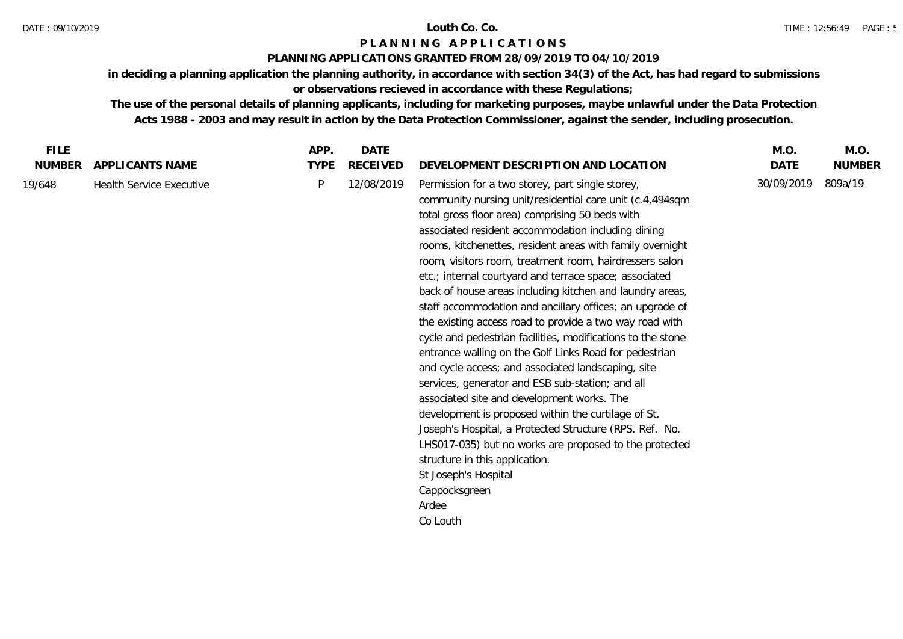# Louth Co. Co.

## PLANNING APPLICATIONS

### PLANNING APPLICATIONS GRANTED FROM 28/09/2019 TO 04/10/2019

**in deciding a planning application the planning authority, in accordance with section 34(3) of the Act, has had regard to submissions or observations recieved in accordance with these Regulations;**

**The use of the personal details of planning applicants, including for marketing purposes, maybe unlawful under the Data Protection Acts 1988 - 2003 and may result in action by the Data Protection Commissioner, against the sender, including prosecution.**

| FILE NUMBER | APPLICANTS NAME | APP. TYPE | DATE RECEIVED | DEVELOPMENT DESCRIPTION AND LOCATION | M.O. DATE | M.O. NUMBER |
|---|---|---|---|---|---|---|
| 19/648 | Health Service Executive | P | 12/08/2019 | Permission for a two storey, part single storey, community nursing unit/residential care unit (c.4,494sqm total gross floor area) comprising 50 beds with associated resident accommodation including dining rooms, kitchenettes, resident areas with family overnight room, visitors room, treatment room, hairdressers salon etc.; internal courtyard and terrace space; associated back of house areas including kitchen and laundry areas, staff accommodation and ancillary offices; an upgrade of the existing access road to provide a two way road with cycle and pedestrian facilities, modifications to the stone entrance walling on the Golf Links Road for pedestrian and cycle access; and associated landscaping, site services, generator and ESB sub-station; and all associated site and development works. The development is proposed within the curtilage of St. Joseph's Hospital, a Protected Structure (RPS. Ref. No. LHS017-035) but no works are proposed to the protected structure in this application.<br>St Joseph's Hospital<br>Cappocksgreen<br>Ardee<br>Co Louth | 30/09/2019 | 809a/19 |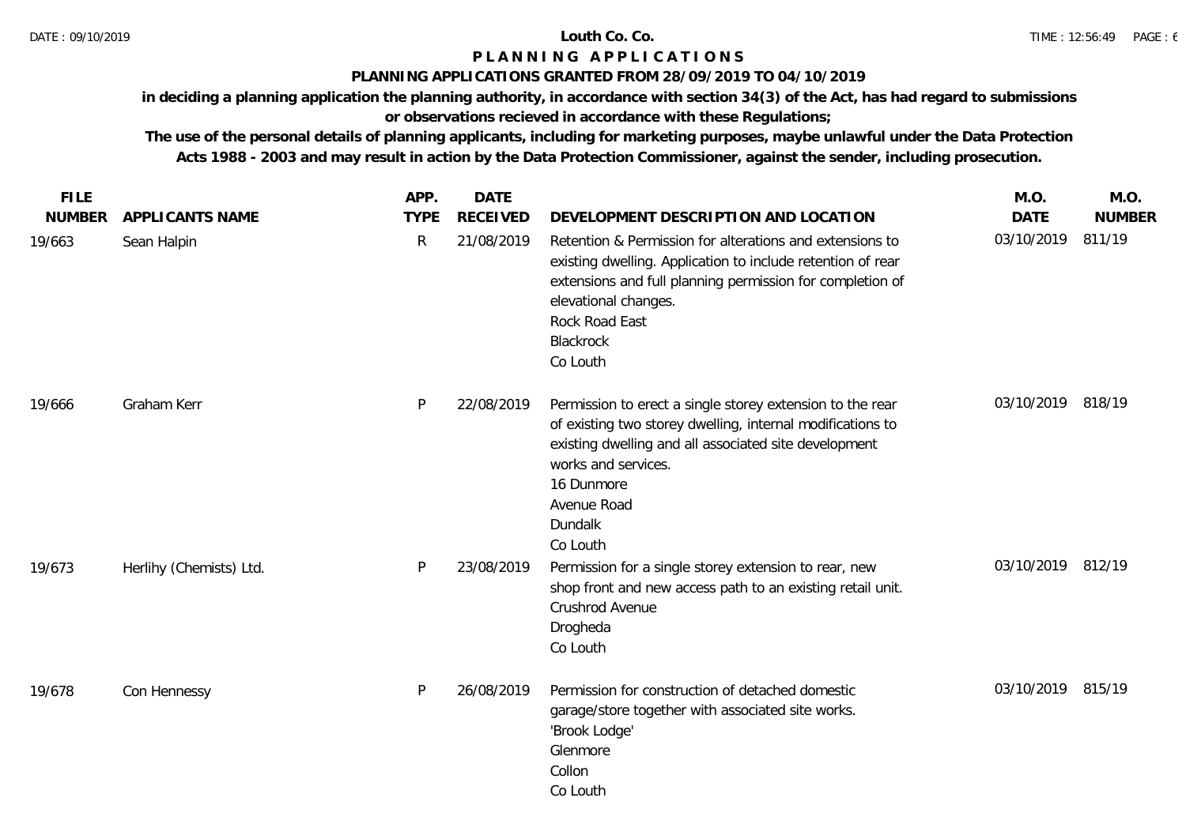**Louth Co. Co.**

**P L A N N I N G   A P P L I C A T I O N S**

**PLANNING APPLICATIONS GRANTED FROM 28/09/2019 TO 04/10/2019**

**in deciding a planning application the planning authority, in accordance with section 34(3) of the Act, has had regard to submissions or observations recieved in accordance with these Regulations;**

**The use of the personal details of planning applicants, including for marketing purposes, maybe unlawful under the Data Protection Acts 1988 - 2003 and may result in action by the Data Protection Commissioner, against the sender, including prosecution.**

| FILE NUMBER | APPLICANTS NAME | APP. TYPE | DATE RECEIVED | DEVELOPMENT DESCRIPTION AND LOCATION | M.O. DATE | M.O. NUMBER |
|---|---|---|---|---|---|---|
| 19/663 | Sean Halpin | R | 21/08/2019 | Retention & Permission for alterations and extensions to existing dwelling. Application to include retention of rear extensions and full planning permission for completion of elevational changes. Rock Road East Blackrock Co Louth | 03/10/2019 | 811/19 |
| 19/666 | Graham Kerr | P | 22/08/2019 | Permission to erect a single storey extension to the rear of existing two storey dwelling, internal modifications to existing dwelling and all associated site development works and services. 16 Dunmore Avenue Road Dundalk Co Louth | 03/10/2019 | 818/19 |
| 19/673 | Herlihy (Chemists) Ltd. | P | 23/08/2019 | Permission for a single storey extension to rear, new shop front and new access path to an existing retail unit. Crushrod Avenue Drogheda Co Louth | 03/10/2019 | 812/19 |
| 19/678 | Con Hennessy | P | 26/08/2019 | Permission for construction of detached domestic garage/store together with associated site works. 'Brook Lodge' Glenmore Collon Co Louth | 03/10/2019 | 815/19 |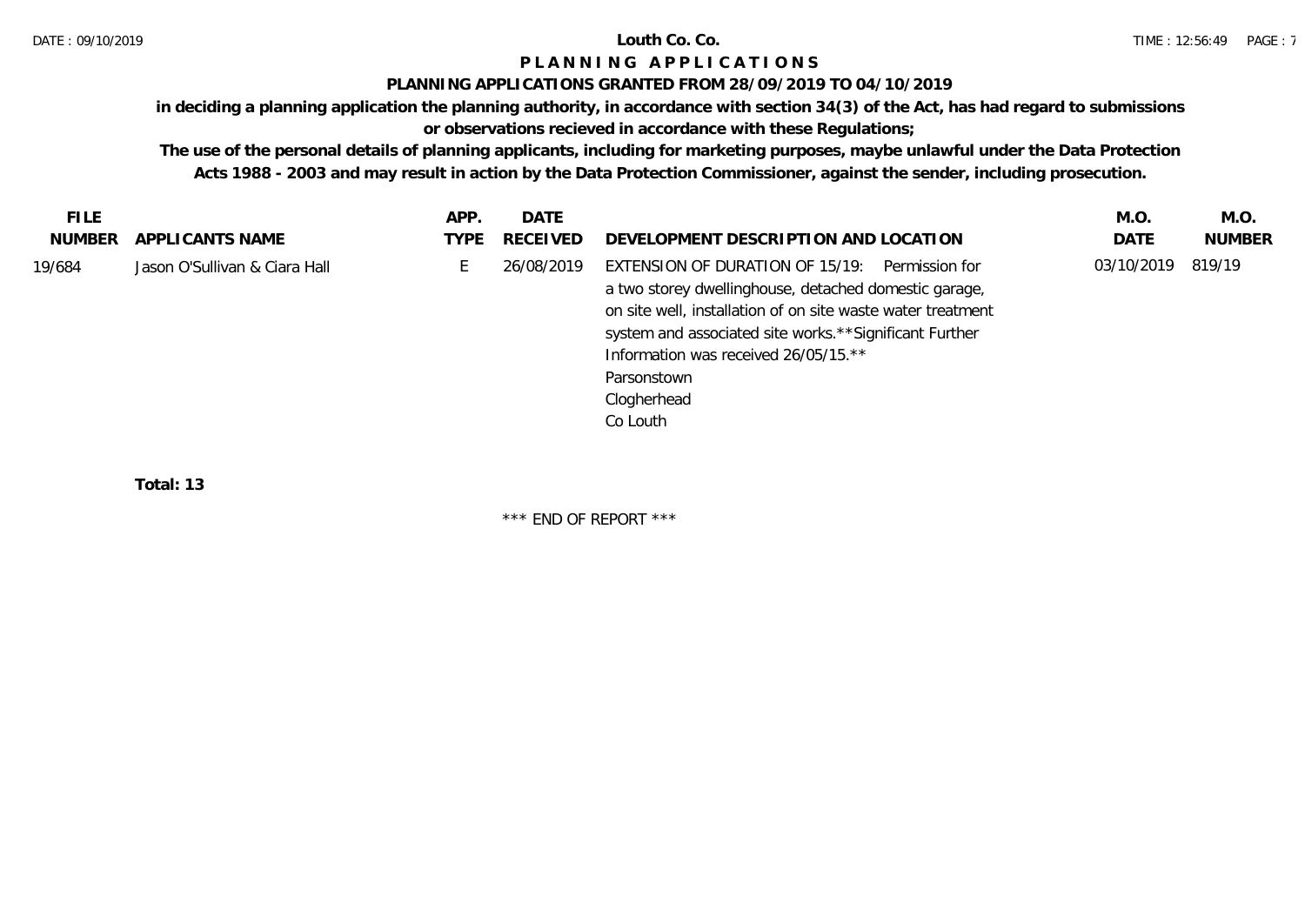# Louth Co. Co.

## P L A N N I N G   A P P L I C A T I O N S

### PLANNING APPLICATIONS GRANTED FROM 28/09/2019 TO 04/10/2019

**in deciding a planning application the planning authority, in accordance with section 34(3) of the Act, has had regard to submissions or observations recieved in accordance with these Regulations;**

**The use of the personal details of planning applicants, including for marketing purposes, maybe unlawful under the Data Protection Acts 1988 - 2003 and may result in action by the Data Protection Commissioner, against the sender, including prosecution.**

| FILE NUMBER | APPLICANTS NAME | APP. TYPE | DATE RECEIVED | DEVELOPMENT DESCRIPTION AND LOCATION | M.O. DATE | M.O. NUMBER |
|---|---|---|---|---|---|---|
| 19/684 | Jason O'Sullivan & Ciara Hall | E | 26/08/2019 | EXTENSION OF DURATION OF 15/19: Permission for a two storey dwellinghouse, detached domestic garage, on site well, installation of on site waste water treatment system and associated site works.**Significant Further Information was received 26/05/15.** Parsonstown Clogherhead Co Louth | 03/10/2019 | 819/19 |

**Total: 13**

\*\*\* END OF REPORT \*\*\*